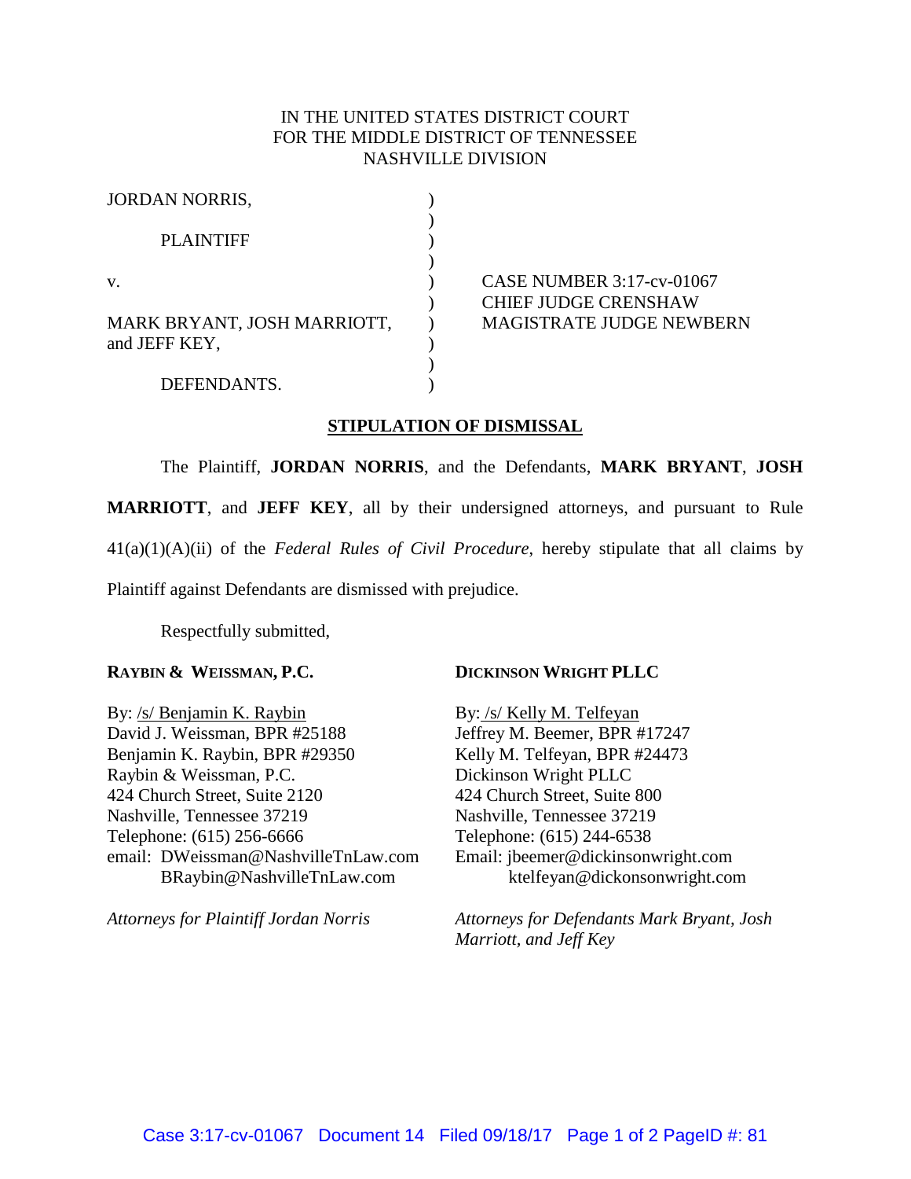IN THE UNITED STATES DISTRICT COURT
FOR THE MIDDLE DISTRICT OF TENNESSEE
NASHVILLE DIVISION

JORDAN NORRIS,

PLAINTIFF

v.

MARK BRYANT, JOSH MARRIOTT, and JEFF KEY,

DEFENDANTS.

CASE NUMBER 3:17-cv-01067
CHIEF JUDGE CRENSHAW
MAGISTRATE JUDGE NEWBERN

## STIPULATION OF DISMISSAL

The Plaintiff, **JORDAN NORRIS**, and the Defendants, **MARK BRYANT**, **JOSH MARRIOTT**, and **JEFF KEY**, all by their undersigned attorneys, and pursuant to Rule 41(a)(1)(A)(ii) of the *Federal Rules of Civil Procedure*, hereby stipulate that all claims by Plaintiff against Defendants are dismissed with prejudice.

Respectfully submitted,

**RAYBIN & WEISSMAN, P.C.**

By: /s/ Benjamin K. Raybin
David J. Weissman, BPR #25188
Benjamin K. Raybin, BPR #29350
Raybin & Weissman, P.C.
424 Church Street, Suite 2120
Nashville, Tennessee 37219
Telephone: (615) 256-6666
email: DWeissman@NashvilleTnLaw.com
BRaybin@NashvilleTnLaw.com

*Attorneys for Plaintiff Jordan Norris*

**DICKINSON WRIGHT PLLC**

By: /s/ Kelly M. Telfeyan
Jeffrey M. Beemer, BPR #17247
Kelly M. Telfeyan, BPR #24473
Dickinson Wright PLLC
424 Church Street, Suite 800
Nashville, Tennessee 37219
Telephone: (615) 244-6538
Email: jbeemer@dickinsonwright.com
ktelfeyan@dickonsonwright.com

*Attorneys for Defendants Mark Bryant, Josh Marriott, and Jeff Key*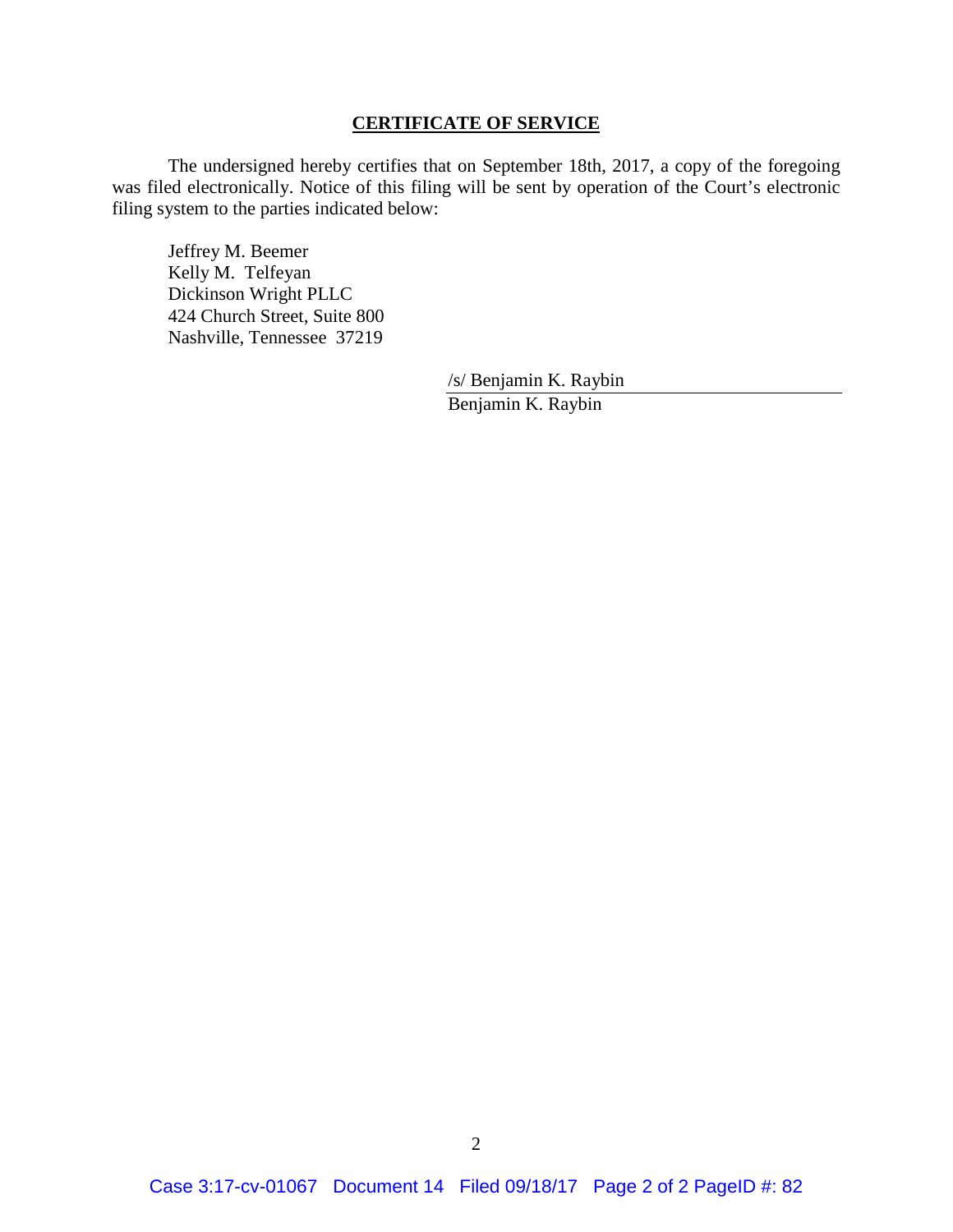## CERTIFICATE OF SERVICE

The undersigned hereby certifies that on September 18th, 2017, a copy of the foregoing was filed electronically. Notice of this filing will be sent by operation of the Court's electronic filing system to the parties indicated below:

Jeffrey M. Beemer
Kelly M. Telfeyan
Dickinson Wright PLLC
424 Church Street, Suite 800
Nashville, Tennessee 37219

/s/ Benjamin K. Raybin
Benjamin K. Raybin